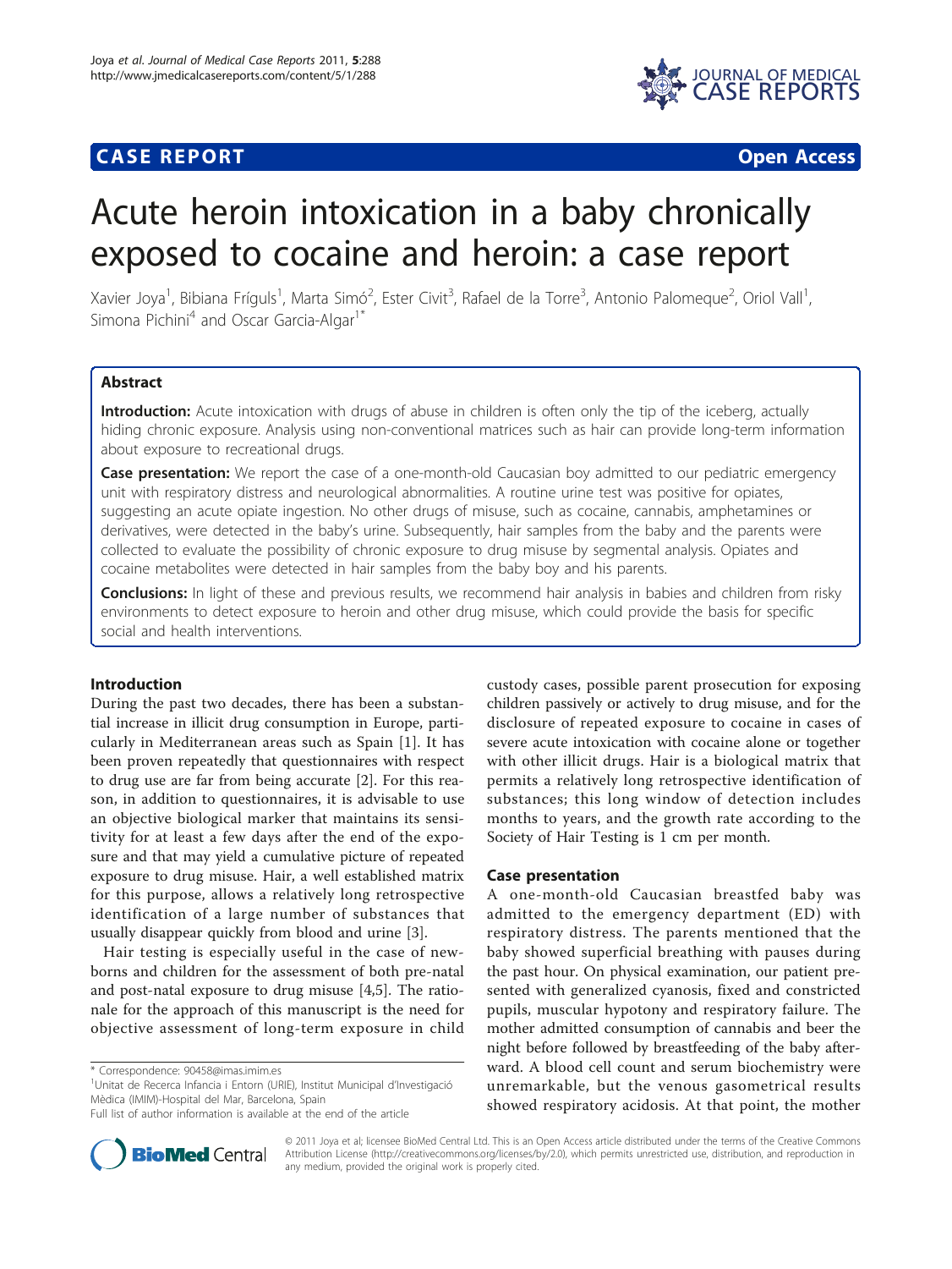**CASE REPORT** **Open Access**

# Acute heroin intoxication in a baby chronically exposed to cocaine and heroin: a case report

Xavier Joya[1], Bibiana Fríguls[1], Marta Simó[2], Ester Civit[3], Rafael de la Torre[3], Antonio Palomeque[2], Oriol Vall[1], Simona Pichini[4] and Oscar Garcia-Algar[1*]

## Abstract

**Introduction:** Acute intoxication with drugs of abuse in children is often only the tip of the iceberg, actually hiding chronic exposure. Analysis using non-conventional matrices such as hair can provide long-term information about exposure to recreational drugs.

**Case presentation:** We report the case of a one-month-old Caucasian boy admitted to our pediatric emergency unit with respiratory distress and neurological abnormalities. A routine urine test was positive for opiates, suggesting an acute opiate ingestion. No other drugs of misuse, such as cocaine, cannabis, amphetamines or derivatives, were detected in the baby's urine. Subsequently, hair samples from the baby and the parents were collected to evaluate the possibility of chronic exposure to drug misuse by segmental analysis. Opiates and cocaine metabolites were detected in hair samples from the baby boy and his parents.

**Conclusions:** In light of these and previous results, we recommend hair analysis in babies and children from risky environments to detect exposure to heroin and other drug misuse, which could provide the basis for specific social and health interventions.

## Introduction

During the past two decades, there has been a substantial increase in illicit drug consumption in Europe, particularly in Mediterranean areas such as Spain [1]. It has been proven repeatedly that questionnaires with respect to drug use are far from being accurate [2]. For this reason, in addition to questionnaires, it is advisable to use an objective biological marker that maintains its sensitivity for at least a few days after the end of the exposure and that may yield a cumulative picture of repeated exposure to drug misuse. Hair, a well established matrix for this purpose, allows a relatively long retrospective identification of a large number of substances that usually disappear quickly from blood and urine [3].

Hair testing is especially useful in the case of newborns and children for the assessment of both pre-natal and post-natal exposure to drug misuse [4,5]. The rationale for the approach of this manuscript is the need for objective assessment of long-term exposure in child custody cases, possible parent prosecution for exposing children passively or actively to drug misuse, and for the disclosure of repeated exposure to cocaine in cases of severe acute intoxication with cocaine alone or together with other illicit drugs. Hair is a biological matrix that permits a relatively long retrospective identification of substances; this long window of detection includes months to years, and the growth rate according to the Society of Hair Testing is 1 cm per month.

## Case presentation

A one-month-old Caucasian breastfed baby was admitted to the emergency department (ED) with respiratory distress. The parents mentioned that the baby showed superficial breathing with pauses during the past hour. On physical examination, our patient presented with generalized cyanosis, fixed and constricted pupils, muscular hypotony and respiratory failure. The mother admitted consumption of cannabis and beer the night before followed by breastfeeding of the baby afterward. A blood cell count and serum biochemistry were unremarkable, but the venous gasometrical results showed respiratory acidosis. At that point, the mother

\* Correspondence: 90458@imas.imim.es

[1]Unitat de Recerca Infancia i Entorn (URIE), Institut Municipal d'Investigació Mèdica (IMIM)-Hospital del Mar, Barcelona, Spain

Full list of author information is available at the end of the article

© 2011 Joya et al; licensee BioMed Central Ltd. This is an Open Access article distributed under the terms of the Creative Commons Attribution License (http://creativecommons.org/licenses/by/2.0), which permits unrestricted use, distribution, and reproduction in any medium, provided the original work is properly cited.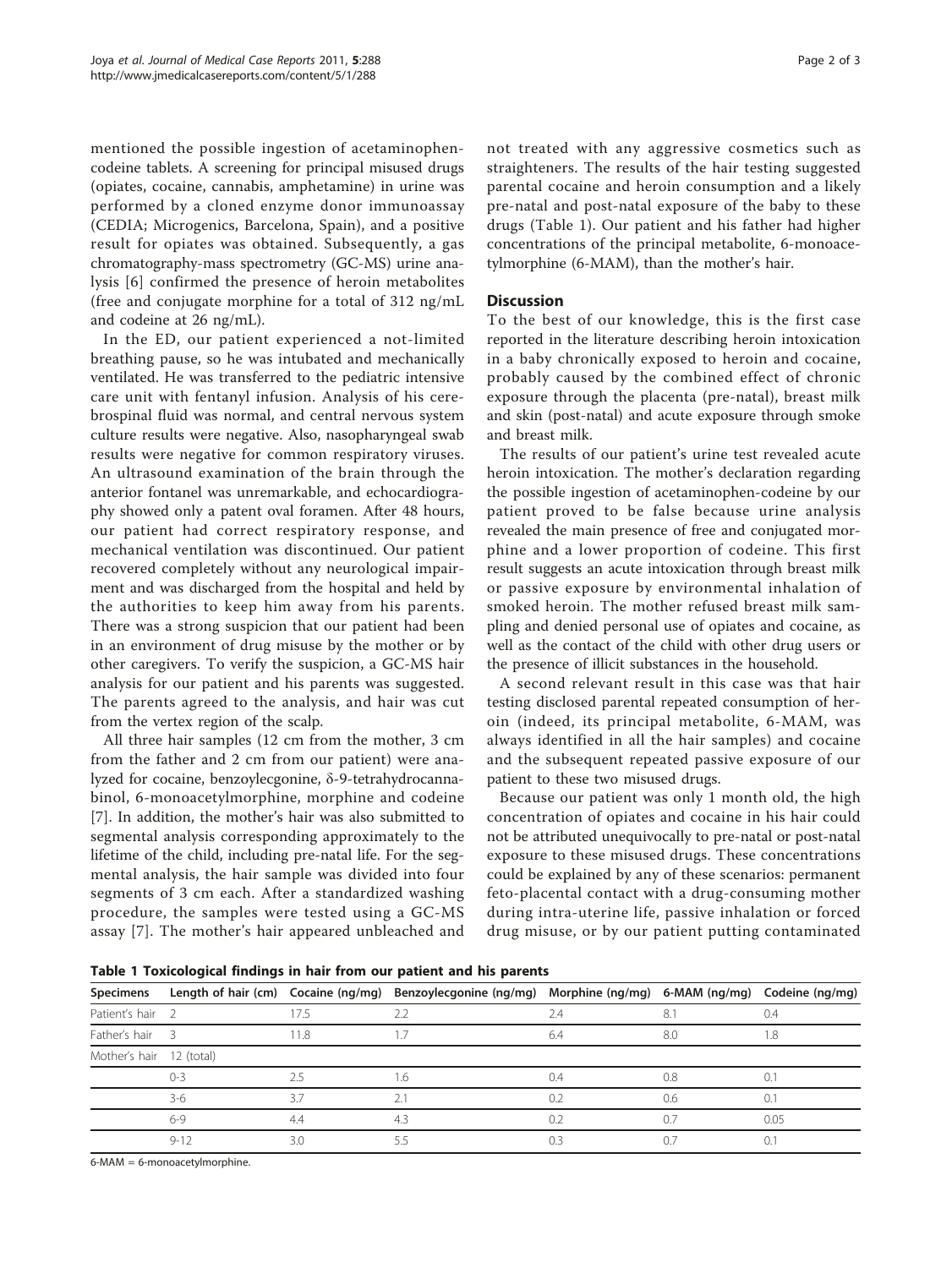mentioned the possible ingestion of acetaminophen-codeine tablets. A screening for principal misused drugs (opiates, cocaine, cannabis, amphetamine) in urine was performed by a cloned enzyme donor immunoassay (CEDIA; Microgenics, Barcelona, Spain), and a positive result for opiates was obtained. Subsequently, a gas chromatography-mass spectrometry (GC-MS) urine analysis [6] confirmed the presence of heroin metabolites (free and conjugate morphine for a total of 312 ng/mL and codeine at 26 ng/mL).

In the ED, our patient experienced a not-limited breathing pause, so he was intubated and mechanically ventilated. He was transferred to the pediatric intensive care unit with fentanyl infusion. Analysis of his cerebrospinal fluid was normal, and central nervous system culture results were negative. Also, nasopharyngeal swab results were negative for common respiratory viruses. An ultrasound examination of the brain through the anterior fontanel was unremarkable, and echocardiography showed only a patent oval foramen. After 48 hours, our patient had correct respiratory response, and mechanical ventilation was discontinued. Our patient recovered completely without any neurological impairment and was discharged from the hospital and held by the authorities to keep him away from his parents. There was a strong suspicion that our patient had been in an environment of drug misuse by the mother or by other caregivers. To verify the suspicion, a GC-MS hair analysis for our patient and his parents was suggested. The parents agreed to the analysis, and hair was cut from the vertex region of the scalp.

All three hair samples (12 cm from the mother, 3 cm from the father and 2 cm from our patient) were analyzed for cocaine, benzoylecgonine, δ-9-tetrahydrocannabinol, 6-monoacetylmorphine, morphine and codeine [7]. In addition, the mother's hair was also submitted to segmental analysis corresponding approximately to the lifetime of the child, including pre-natal life. For the segmental analysis, the hair sample was divided into four segments of 3 cm each. After a standardized washing procedure, the samples were tested using a GC-MS assay [7]. The mother's hair appeared unbleached and not treated with any aggressive cosmetics such as straighteners. The results of the hair testing suggested parental cocaine and heroin consumption and a likely pre-natal and post-natal exposure of the baby to these drugs (Table 1). Our patient and his father had higher concentrations of the principal metabolite, 6-monoacetylmorphine (6-MAM), than the mother's hair.

## Discussion

To the best of our knowledge, this is the first case reported in the literature describing heroin intoxication in a baby chronically exposed to heroin and cocaine, probably caused by the combined effect of chronic exposure through the placenta (pre-natal), breast milk and skin (post-natal) and acute exposure through smoke and breast milk.

The results of our patient's urine test revealed acute heroin intoxication. The mother's declaration regarding the possible ingestion of acetaminophen-codeine by our patient proved to be false because urine analysis revealed the main presence of free and conjugated morphine and a lower proportion of codeine. This first result suggests an acute intoxication through breast milk or passive exposure by environmental inhalation of smoked heroin. The mother refused breast milk sampling and denied personal use of opiates and cocaine, as well as the contact of the child with other drug users or the presence of illicit substances in the household.

A second relevant result in this case was that hair testing disclosed parental repeated consumption of heroin (indeed, its principal metabolite, 6-MAM, was always identified in all the hair samples) and cocaine and the subsequent repeated passive exposure of our patient to these two misused drugs.

Because our patient was only 1 month old, the high concentration of opiates and cocaine in his hair could not be attributed unequivocally to pre-natal or post-natal exposure to these misused drugs. These concentrations could be explained by any of these scenarios: permanent feto-placental contact with a drug-consuming mother during intra-uterine life, passive inhalation or forced drug misuse, or by our patient putting contaminated

**Table 1 Toxicological findings in hair from our patient and his parents**

| Specimens | Length of hair (cm) | Cocaine (ng/mg) | Benzoylecgonine (ng/mg) | Morphine (ng/mg) | 6-MAM (ng/mg) | Codeine (ng/mg) |
|---|---|---|---|---|---|---|
| Patient's hair | 2 | 17.5 | 2.2 | 2.4 | 8.1 | 0.4 |
| Father's hair | 3 | 11.8 | 1.7 | 6.4 | 8.0 | 1.8 |
| Mother's hair | 12 (total) | | | | | |
| | 0-3 | 2.5 | 1.6 | 0.4 | 0.8 | 0.1 |
| | 3-6 | 3.7 | 2.1 | 0.2 | 0.6 | 0.1 |
| | 6-9 | 4.4 | 4.3 | 0.2 | 0.7 | 0.05 |
| | 9-12 | 3.0 | 5.5 | 0.3 | 0.7 | 0.1 |

6-MAM = 6-monoacetylmorphine.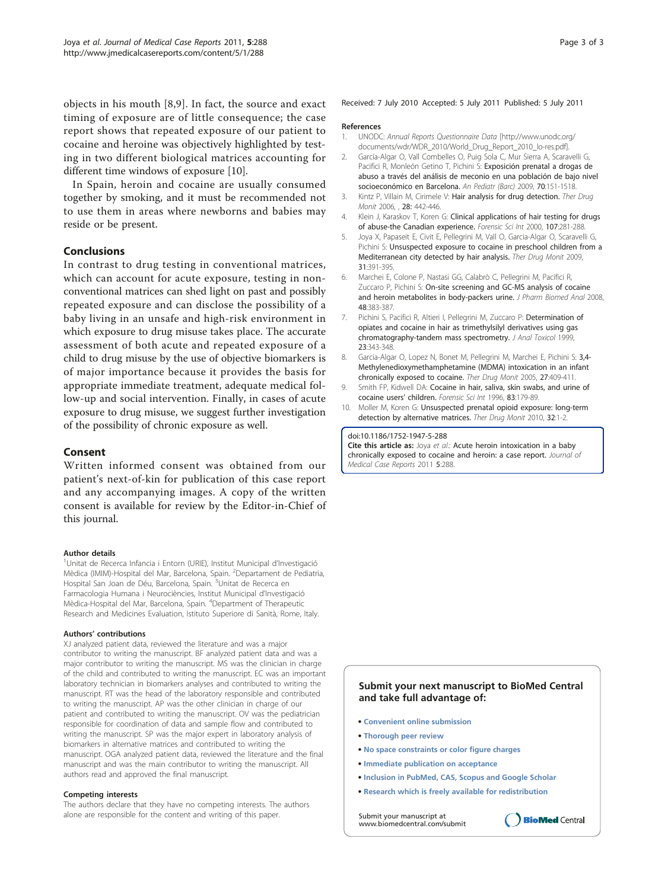objects in his mouth [8,9]. In fact, the source and exact timing of exposure are of little consequence; the case report shows that repeated exposure of our patient to cocaine and heroine was objectively highlighted by testing in two different biological matrices accounting for different time windows of exposure [10].

In Spain, heroin and cocaine are usually consumed together by smoking, and it must be recommended not to use them in areas where newborns and babies may reside or be present.

## Conclusions

In contrast to drug testing in conventional matrices, which can account for acute exposure, testing in non-conventional matrices can shed light on past and possibly repeated exposure and can disclose the possibility of a baby living in an unsafe and high-risk environment in which exposure to drug misuse takes place. The accurate assessment of both acute and repeated exposure of a child to drug misuse by the use of objective biomarkers is of major importance because it provides the basis for appropriate immediate treatment, adequate medical follow-up and social intervention. Finally, in cases of acute exposure to drug misuse, we suggest further investigation of the possibility of chronic exposure as well.

## Consent

Written informed consent was obtained from our patient's next-of-kin for publication of this case report and any accompanying images. A copy of the written consent is available for review by the Editor-in-Chief of this journal.

#### Author details

[1]Unitat de Recerca Infancia i Entorn (URIE), Institut Municipal d'Investigació Mèdica (IMIM)-Hospital del Mar, Barcelona, Spain. [2]Departament de Pediatria, Hospital San Joan de Déu, Barcelona, Spain. [3]Unitat de Recerca en Farmacologia Humana i Neurociències, Institut Municipal d'Investigació Mèdica-Hospital del Mar, Barcelona, Spain. [4]Department of Therapeutic Research and Medicines Evaluation, Istituto Superiore di Sanità, Rome, Italy.

#### Authors' contributions

XJ analyzed patient data, reviewed the literature and was a major contributor to writing the manuscript. BF analyzed patient data and was a major contributor to writing the manuscript. MS was the clinician in charge of the child and contributed to writing the manuscript. EC was an important laboratory technician in biomarkers analyses and contributed to writing the manuscript. RT was the head of the laboratory responsible and contributed to writing the manuscript. AP was the other clinician in charge of our patient and contributed to writing the manuscript. OV was the pediatrician responsible for coordination of data and sample flow and contributed to writing the manuscript. SP was the major expert in laboratory analysis of biomarkers in alternative matrices and contributed to writing the manuscript. OGA analyzed patient data, reviewed the literature and the final manuscript and was the main contributor to writing the manuscript. All authors read and approved the final manuscript.

#### Competing interests

The authors declare that they have no competing interests. The authors alone are responsible for the content and writing of this paper.

Received: 7 July 2010 Accepted: 5 July 2011 Published: 5 July 2011

#### References

1. UNODC: *Annual Reports Questionnaire Data* [http://www.unodc.org/documents/wdr/WDR_2010/World_Drug_Report_2010_lo-res.pdf].
2. García-Algar O, Vall Combelles O, Puig Sola C, Mur Sierra A, Scaravelli G, Pacifici R, Monleón Getino T, Pichini S: **Exposición prenatal a drogas de abuso a través del análisis de meconio en una población de bajo nivel socioeconómico en Barcelona.** *An Pediatr (Barc)* 2009, **70**:151-1518.
3. Kintz P, Villain M, Cirimele V: **Hair analysis for drug detection.** *Ther Drug Monit* 2006, , **28**: 442-446.
4. Klein J, Karaskov T, Koren G: **Clinical applications of hair testing for drugs of abuse-the Canadian experience.** *Forensic Sci Int* 2000, 107:281-288.
5. Joya X, Papaseit E, Civit E, Pellegrini M, Vall O, Garcia-Algar O, Scaravelli G, Pichini S: **Unsuspected exposure to cocaine in preschool children from a Mediterranean city detected by hair analysis.** *Ther Drug Monit* 2009, **31**:391-395.
6. Marchei E, Colone P, Nastasi GG, Calabrò C, Pellegrini M, Pacifici R, Zuccaro P, Pichini S: **On-site screening and GC-MS analysis of cocaine and heroin metabolites in body-packers urine.** *J Pharm Biomed Anal* 2008, **48**:383-387.
7. Pichini S, Pacifici R, Altieri I, Pellegrini M, Zuccaro P: **Determination of opiates and cocaine in hair as trimethylsilyl derivatives using gas chromatography-tandem mass spectrometry.** *J Anal Toxicol* 1999, **23**:343-348.
8. Garcia-Algar O, Lopez N, Bonet M, Pellegrini M, Marchei E, Pichini S: **3,4-Methylenedioxymethamphetamine (MDMA) intoxication in an infant chronically exposed to cocaine.** *Ther Drug Monit* 2005, **27**:409-411.
9. Smith FP, Kidwell DA: **Cocaine in hair, saliva, skin swabs, and urine of cocaine users' children.** *Forensic Sci Int* 1996, **83**:179-89.
10. Moller M, Koren G: **Unsuspected prenatal opioid exposure: long-term detection by alternative matrices.** *Ther Drug Monit* 2010, **32**:1-2.

doi:10.1186/1752-1947-5-288

**Cite this article as:** Joya *et al.*: Acute heroin intoxication in a baby chronically exposed to cocaine and heroin: a case report. *Journal of Medical Case Reports* 2011 **5**:288.